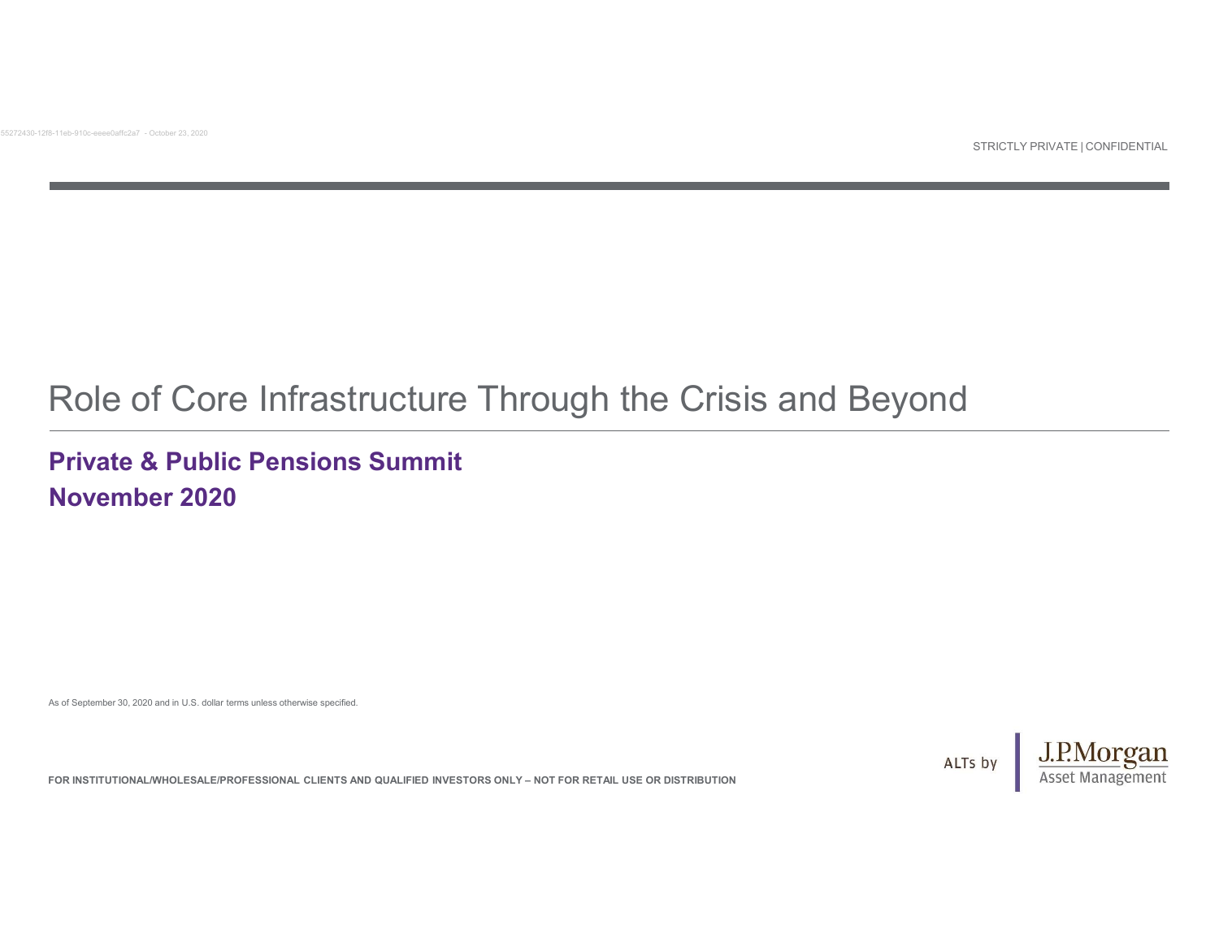STRICTLY PRIVATE | CONFIDENTIAL

# Role of Core Infrastructure Through the Crisis and Beyond

## Private & Public Pensions Summit
## November 2020

As of September 30, 2020 and in U.S. dollar terms unless otherwise specified.

**FOR INSTITUTIONAL/WHOLESALE/PROFESSIONAL CLIENTS AND QUALIFIED INVESTORS ONLY – NOT FOR RETAIL USE OR DISTRIBUTION**

ALTs by J.P.Morgan Asset Management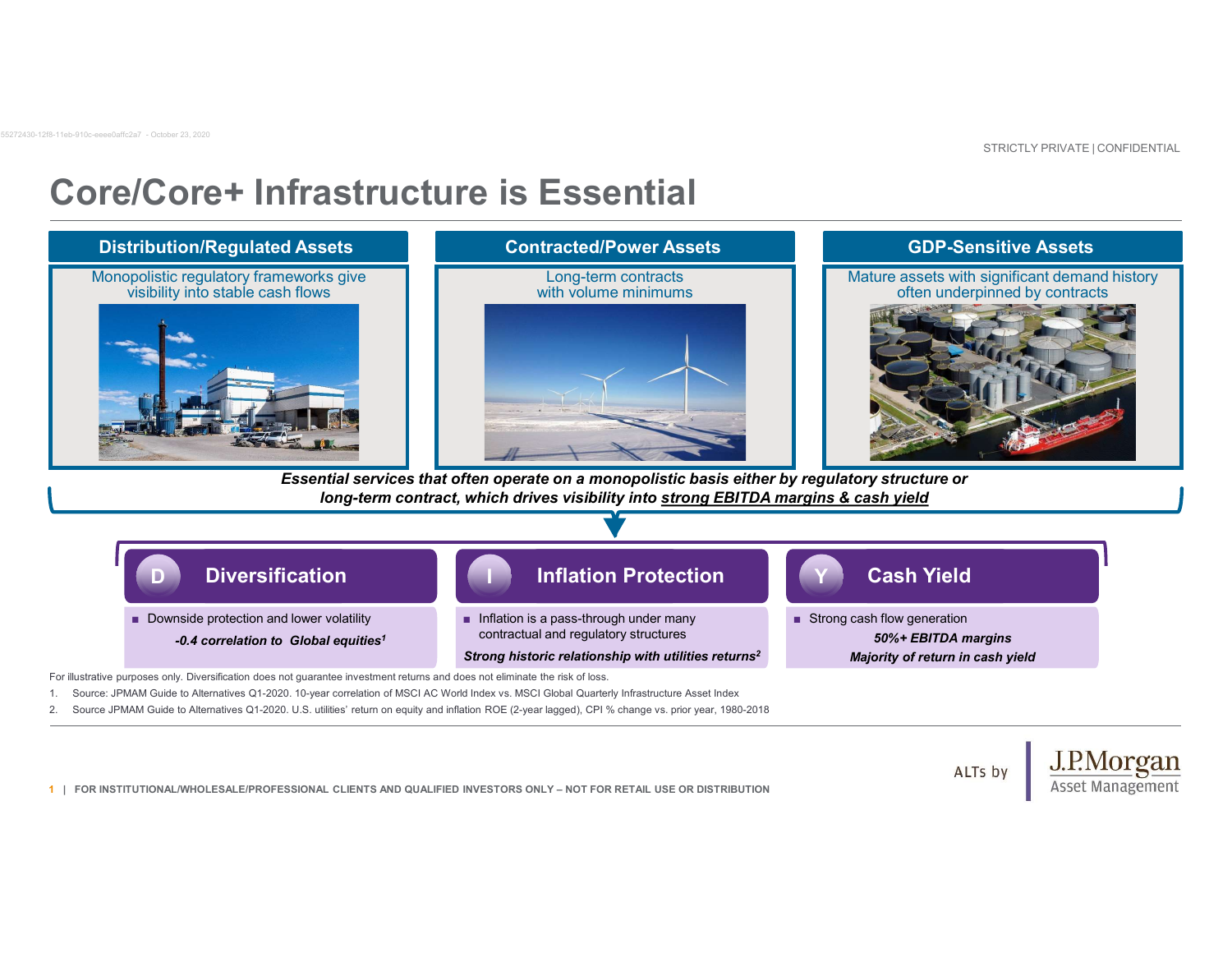# Core/Core+ Infrastructure is Essential

| Distribution/Regulated Assets | Contracted/Power Assets | GDP-Sensitive Assets |
|---|---|---|
| Monopolistic regulatory frameworks give visibility into stable cash flows | Long-term contracts with volume minimums | Mature assets with significant demand history often underpinned by contracts |

***Essential services that often operate on a monopolistic basis either by regulatory structure or long-term contract, which drives visibility into strong EBITDA margins & cash yield***

## D Diversification

- Downside protection and lower volatility

  ***-0.4 correlation to Global equities[1]***

## I Inflation Protection

- Inflation is a pass-through under many contractual and regulatory structures

  ***Strong historic relationship with utilities returns[2]***

## Y Cash Yield

- Strong cash flow generation

  ***50%+ EBITDA margins***

  ***Majority of return in cash yield***

For illustrative purposes only. Diversification does not guarantee investment returns and does not eliminate the risk of loss.

1. Source: JPMAM Guide to Alternatives Q1-2020. 10-year correlation of MSCI AC World Index vs. MSCI Global Quarterly Infrastructure Asset Index
2. Source JPMAM Guide to Alternatives Q1-2020. U.S. utilities' return on equity and inflation ROE (2-year lagged), CPI % change vs. prior year, 1980-2018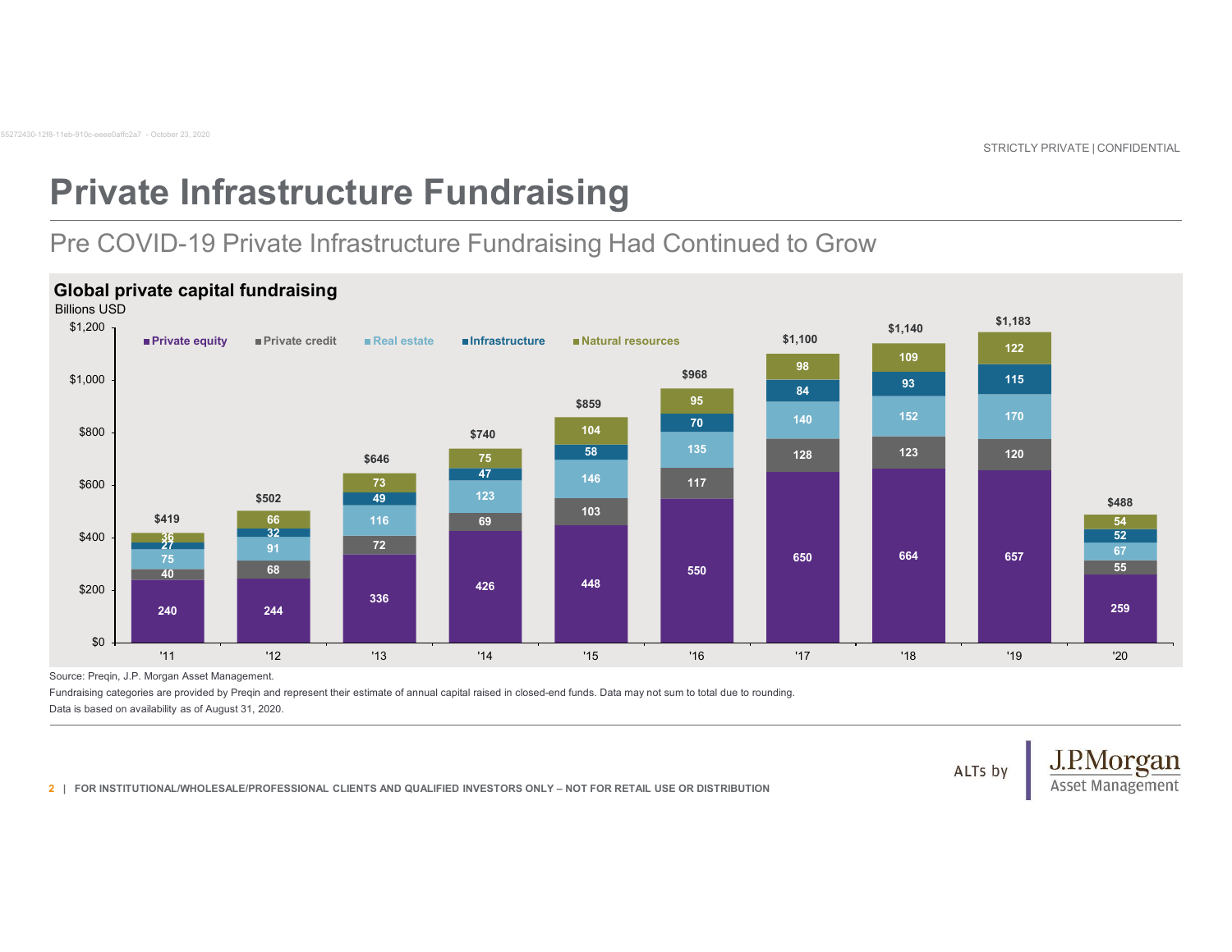# Private Infrastructure Fundraising

## Pre COVID-19 Private Infrastructure Fundraising Had Continued to Grow

### Global private capital fundraising

Billions USD

| Year | Private equity | Private credit | Real estate | Infrastructure | Natural resources | Total |
|---|---|---|---|---|---|---|
| '11 | 240 | 40 | 75 | 27 | 36 | $419 |
| '12 | 244 | 68 | 91 | 32 | 66 | $502 |
| '13 | 336 | 72 | 116 | 49 | 73 | $646 |
| '14 | 426 | 69 | 123 | 47 | 75 | $740 |
| '15 | 448 | 103 | 146 | 58 | 104 | $859 |
| '16 | 550 | 117 | 135 | 70 | 95 | $968 |
| '17 | 650 | 128 | 140 | 84 | 98 | $1,100 |
| '18 | 664 | 123 | 152 | 93 | 109 | $1,140 |
| '19 | 657 | 120 | 170 | 115 | 122 | $1,183 |
| '20 | 259 | 55 | 67 | 52 | 54 | $488 |

Source: Preqin, J.P. Morgan Asset Management.

Fundraising categories are provided by Preqin and represent their estimate of annual capital raised in closed-end funds. Data may not sum to total due to rounding.

Data is based on availability as of August 31, 2020.

FOR INSTITUTIONAL/WHOLESALE/PROFESSIONAL CLIENTS AND QUALIFIED INVESTORS ONLY – NOT FOR RETAIL USE OR DISTRIBUTION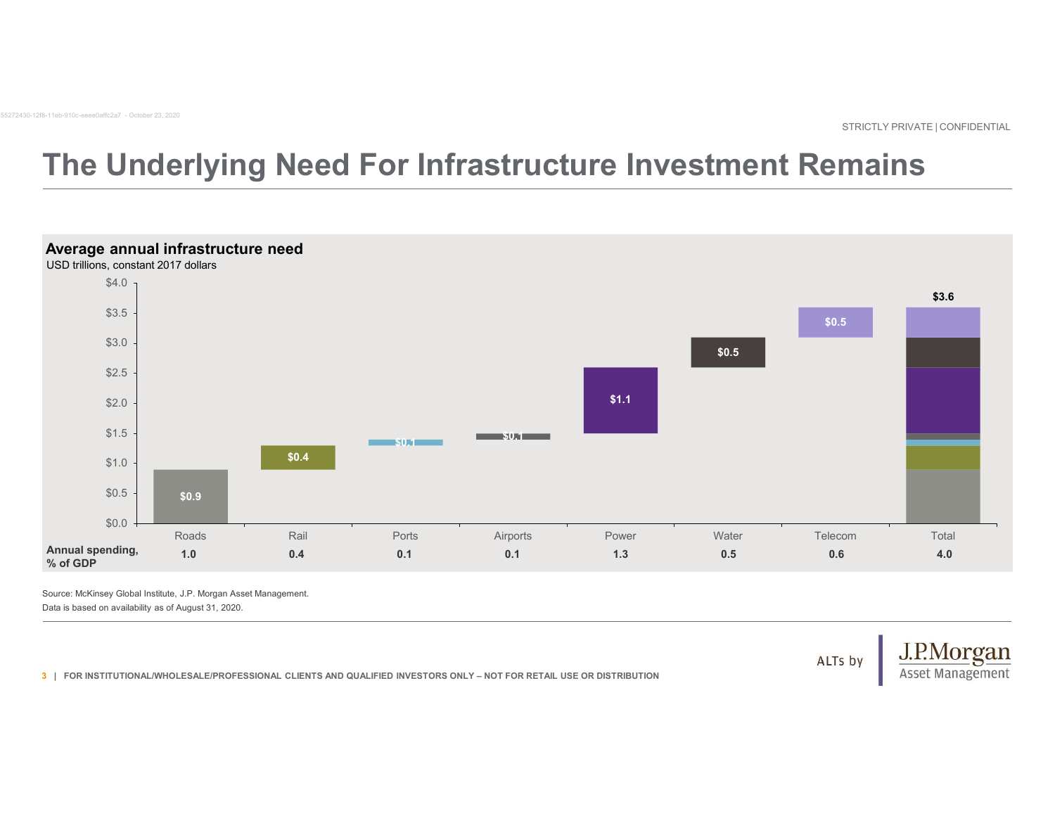# The Underlying Need For Infrastructure Investment Remains

**Average annual infrastructure need**

USD trillions, constant 2017 dollars

| | Roads | Rail | Ports | Airports | Power | Water | Telecom | Total |
|---|---|---|---|---|---|---|---|---|
| Average annual infrastructure need | $0.9 | $0.4 | $0.1 | $0.1 | $1.1 | $0.5 | $0.5 | $3.6 |
| **Annual spending, % of GDP** | **1.0** | **0.4** | **0.1** | **0.1** | **1.3** | **0.5** | **0.6** | **4.0** |

Source: McKinsey Global Institute, J.P. Morgan Asset Management.

Data is based on availability as of August 31, 2020.

FOR INSTITUTIONAL/WHOLESALE/PROFESSIONAL CLIENTS AND QUALIFIED INVESTORS ONLY – NOT FOR RETAIL USE OR DISTRIBUTION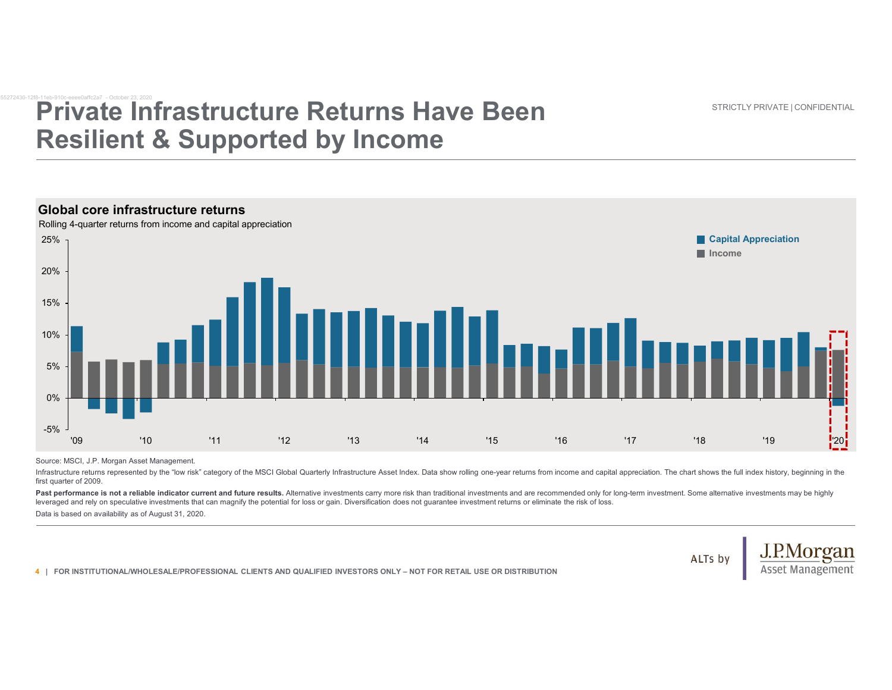# Private Infrastructure Returns Have Been Resilient & Supported by Income

STRICTLY PRIVATE | CONFIDENTIAL

**Global core infrastructure returns**

Rolling 4-quarter returns from income and capital appreciation

Capital Appreciation
Income

25%
20%
15%
10%
5%
0%
-5%

'09 '10 '11 '12 '13 '14 '15 '16 '17 '18 '19 '20

Source: MSCI, J.P. Morgan Asset Management.

Infrastructure returns represented by the "low risk" category of the MSCI Global Quarterly Infrastructure Asset Index. Data show rolling one-year returns from income and capital appreciation. The chart shows the full index history, beginning in the first quarter of 2009.

**Past performance is not a reliable indicator current and future results.** Alternative investments carry more risk than traditional investments and are recommended only for long-term investment. Some alternative investments may be highly leveraged and rely on speculative investments that can magnify the potential for loss or gain. Diversification does not guarantee investment returns or eliminate the risk of loss.

Data is based on availability as of August 31, 2020.

FOR INSTITUTIONAL/WHOLESALE/PROFESSIONAL CLIENTS AND QUALIFIED INVESTORS ONLY – NOT FOR RETAIL USE OR DISTRIBUTION

ALTs by J.P.Morgan Asset Management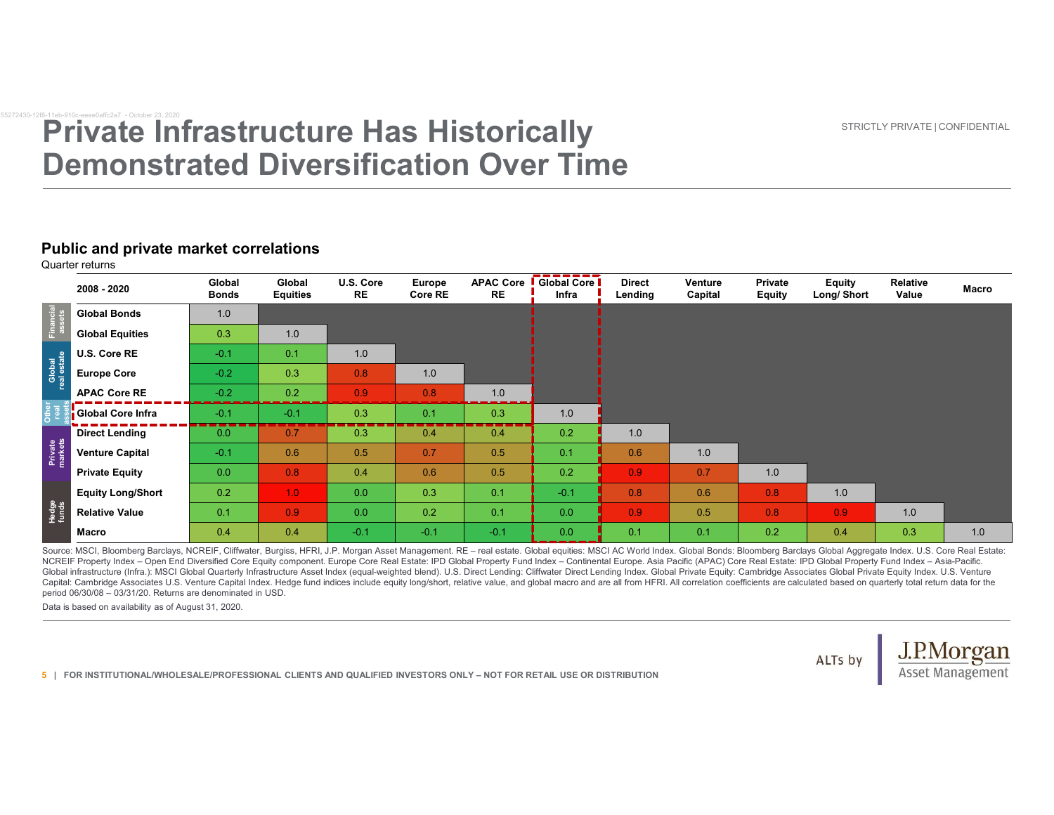# Private Infrastructure Has Historically Demonstrated Diversification Over Time

STRICTLY PRIVATE | CONFIDENTIAL

## Public and private market correlations

Quarter returns

| | 2008 - 2020 | Global Bonds | Global Equities | U.S. Core RE | Europe Core RE | APAC Core RE | Global Core Infra | Direct Lending | Venture Capital | Private Equity | Equity Long/ Short | Relative Value | Macro |
|---|---|---|---|---|---|---|---|---|---|---|---|---|---|
| Financial assets | Global Bonds | 1.0 | | | | | | | | | | | |
| | Global Equities | 0.3 | 1.0 | | | | | | | | | | |
| Global real estate | U.S. Core RE | -0.1 | 0.1 | 1.0 | | | | | | | | | |
| | Europe Core | -0.2 | 0.3 | 0.8 | 1.0 | | | | | | | | |
| | APAC Core RE | -0.2 | 0.2 | 0.9 | 0.8 | 1.0 | | | | | | | |
| Other real assets | Global Core Infra | -0.1 | -0.1 | 0.3 | 0.1 | 0.3 | 1.0 | | | | | | |
| Private markets | Direct Lending | 0.0 | 0.7 | 0.3 | 0.4 | 0.4 | 0.2 | 1.0 | | | | | |
| | Venture Capital | -0.1 | 0.6 | 0.5 | 0.7 | 0.5 | 0.1 | 0.6 | 1.0 | | | | |
| | Private Equity | 0.0 | 0.8 | 0.4 | 0.6 | 0.5 | 0.2 | 0.9 | 0.7 | 1.0 | | | |
| Hedge funds | Equity Long/Short | 0.2 | 1.0 | 0.0 | 0.3 | 0.1 | -0.1 | 0.8 | 0.6 | 0.8 | 1.0 | | |
| | Relative Value | 0.1 | 0.9 | 0.0 | 0.2 | 0.1 | 0.0 | 0.9 | 0.5 | 0.8 | 0.9 | 1.0 | |
| | Macro | 0.4 | 0.4 | -0.1 | -0.1 | -0.1 | 0.0 | 0.1 | 0.1 | 0.2 | 0.4 | 0.3 | 1.0 |

Source: MSCI, Bloomberg Barclays, NCREIF, Cliffwater, Burgiss, HFRI, J.P. Morgan Asset Management. RE – real estate. Global equities: MSCI AC World Index. Global Bonds: Bloomberg Barclays Global Aggregate Index. U.S. Core Real Estate: NCREIF Property Index – Open End Diversified Core Equity component. Europe Core Real Estate: IPD Global Property Fund Index – Continental Europe. Asia Pacific (APAC) Core Real Estate: IPD Global Property Fund Index – Asia-Pacific. Global infrastructure (Infra.): MSCI Global Quarterly Infrastructure Asset Index (equal-weighted blend). U.S. Direct Lending: Cliffwater Direct Lending Index. Global Private Equity: Cambridge Associates Global Private Equity Index. U.S. Venture Capital: Cambridge Associates U.S. Venture Capital Index. Hedge fund indices include equity long/short, relative value, and global macro and are all from HFRI. All correlation coefficients are calculated based on quarterly total return data for the period 06/30/08 – 03/31/20. Returns are denominated in USD.

Data is based on availability as of August 31, 2020.

FOR INSTITUTIONAL/WHOLESALE/PROFESSIONAL CLIENTS AND QUALIFIED INVESTORS ONLY – NOT FOR RETAIL USE OR DISTRIBUTION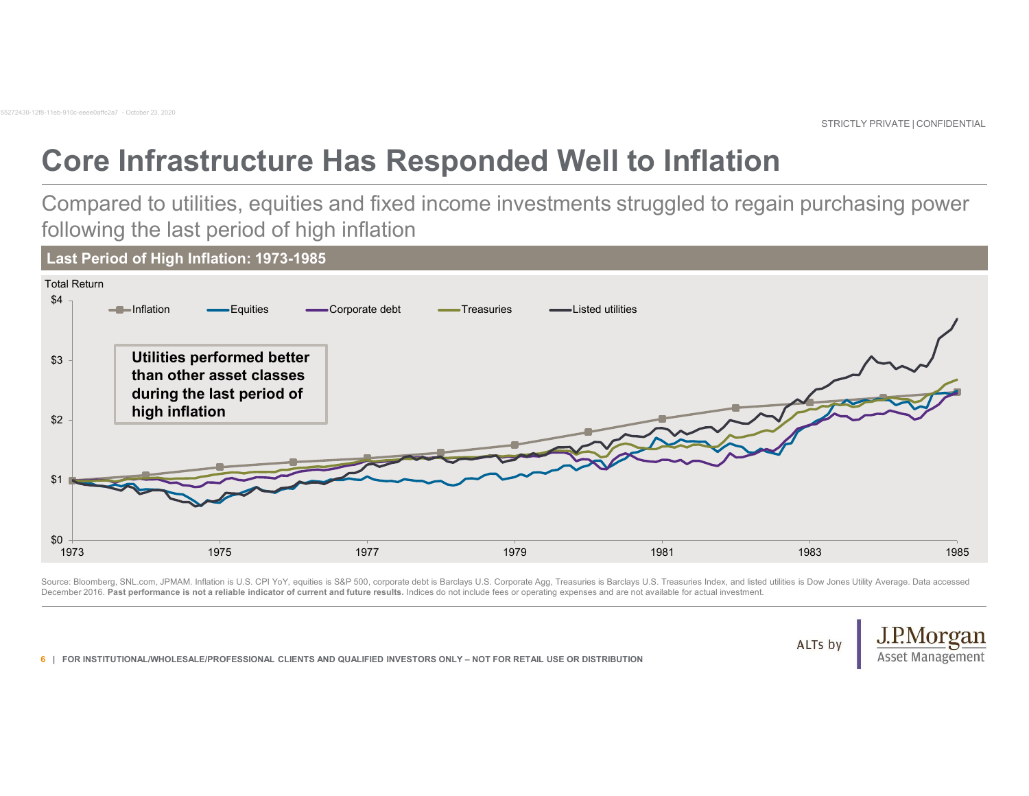# Core Infrastructure Has Responded Well to Inflation

Compared to utilities, equities and fixed income investments struggled to regain purchasing power following the last period of high inflation

## Last Period of High Inflation: 1973-1985

Total Return

$4

$3

$2

$1

$0

Inflation | Equities | Corporate debt | Treasuries | Listed utilities

**Utilities performed better than other asset classes during the last period of high inflation**

1973 | 1975 | 1977 | 1979 | 1981 | 1983 | 1985

Source: Bloomberg, SNL.com, JPMAM. Inflation is U.S. CPI YoY, equities is S&P 500, corporate debt is Barclays U.S. Corporate Agg, Treasuries is Barclays U.S. Treasuries Index, and listed utilities is Dow Jones Utility Average. Data accessed December 2016. **Past performance is not a reliable indicator of current and future results.** Indices do not include fees or operating expenses and are not available for actual investment.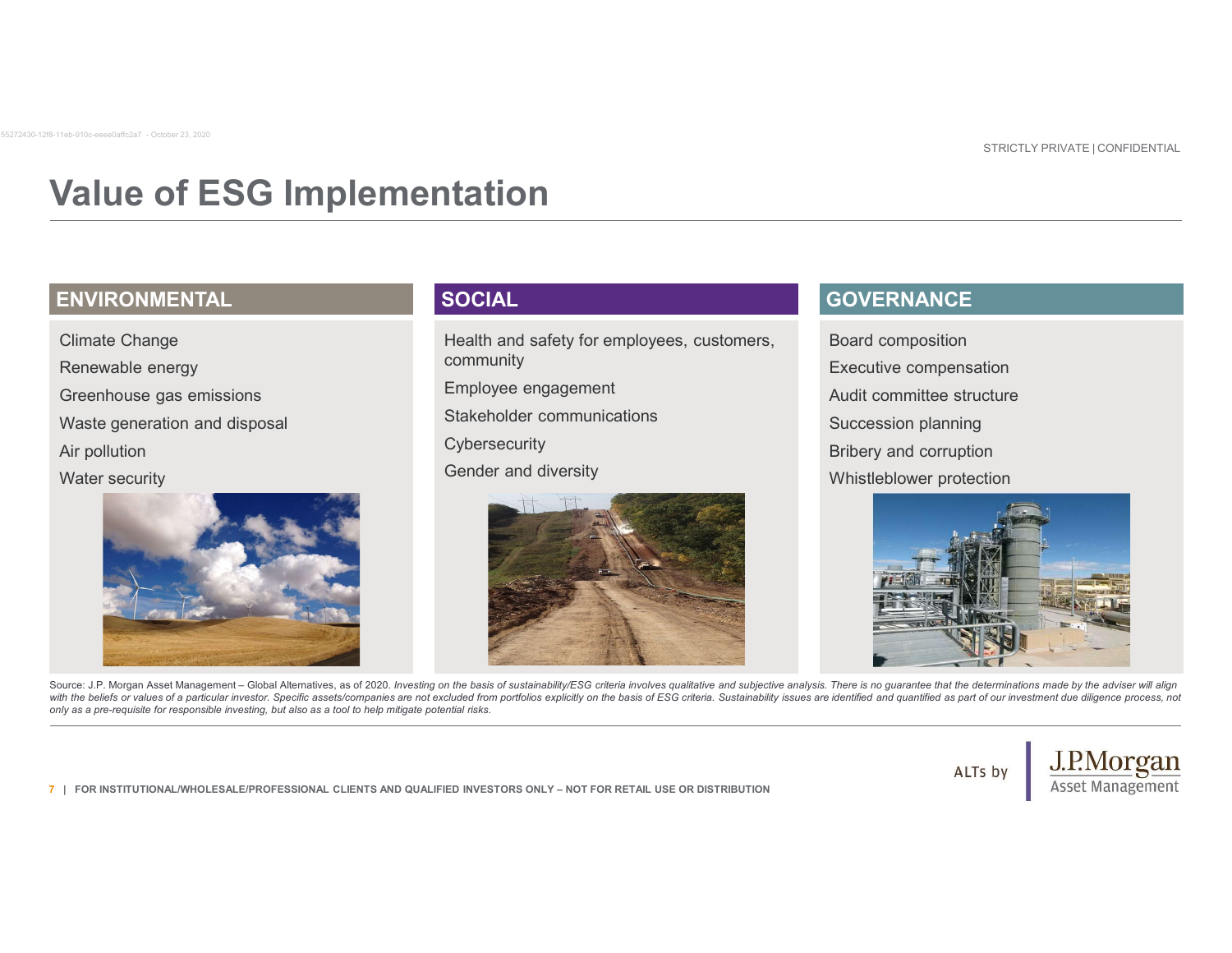# Value of ESG Implementation

## ENVIRONMENTAL

- Climate Change
- Renewable energy
- Greenhouse gas emissions
- Waste generation and disposal
- Air pollution
- Water security

## SOCIAL

- Health and safety for employees, customers, community
- Employee engagement
- Stakeholder communications
- Cybersecurity
- Gender and diversity

## GOVERNANCE

- Board composition
- Executive compensation
- Audit committee structure
- Succession planning
- Bribery and corruption
- Whistleblower protection

Source: J.P. Morgan Asset Management – Global Alternatives, as of 2020. *Investing on the basis of sustainability/ESG criteria involves qualitative and subjective analysis. There is no guarantee that the determinations made by the adviser will align with the beliefs or values of a particular investor. Specific assets/companies are not excluded from portfolios explicitly on the basis of ESG criteria. Sustainability issues are identified and quantified as part of our investment due diligence process, not only as a pre-requisite for responsible investing, but also as a tool to help mitigate potential risks.*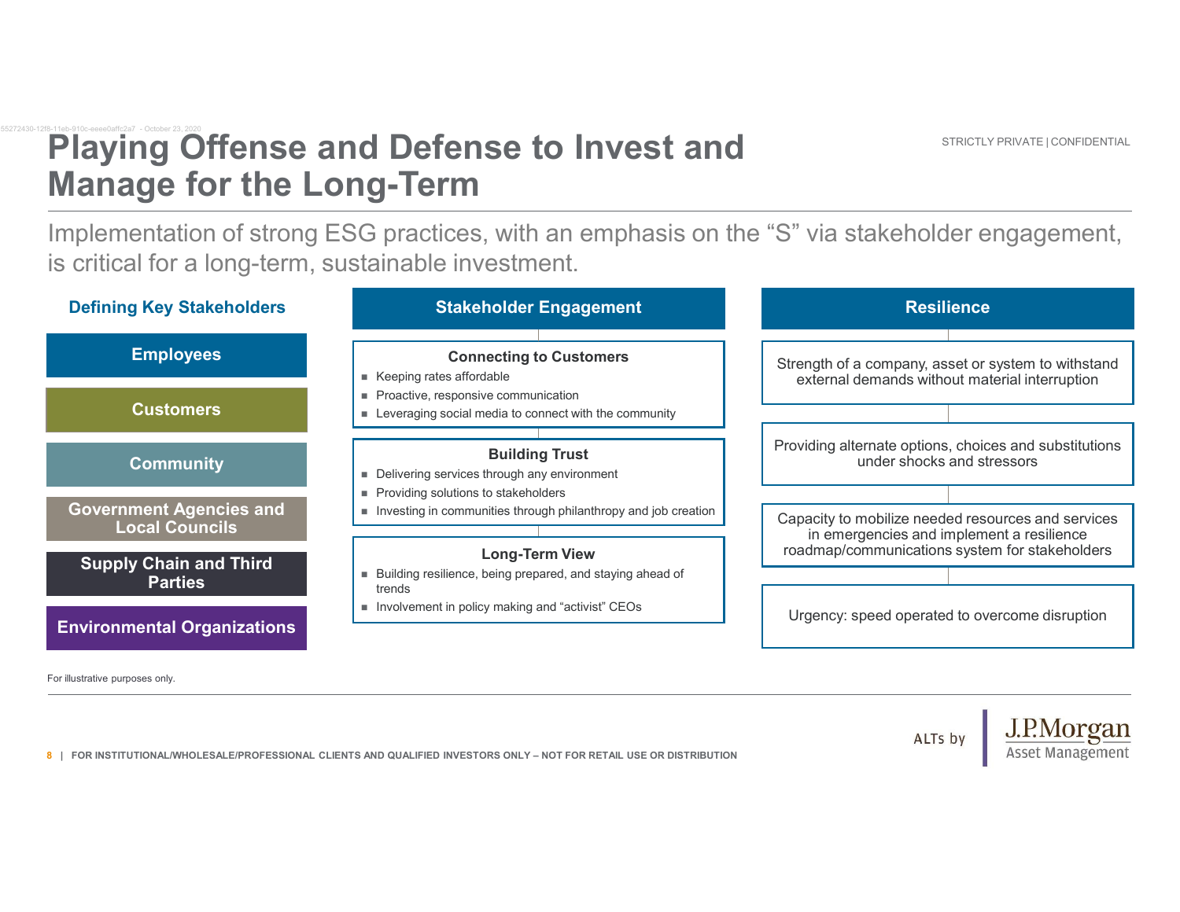# Playing Offense and Defense to Invest and Manage for the Long-Term

Implementation of strong ESG practices, with an emphasis on the "S" via stakeholder engagement, is critical for a long-term, sustainable investment.

### Defining Key Stakeholders

- Employees
- Customers
- Community
- Government Agencies and Local Councils
- Supply Chain and Third Parties
- Environmental Organizations

### Stakeholder Engagement

**Connecting to Customers**

- Keeping rates affordable
- Proactive, responsive communication
- Leveraging social media to connect with the community

**Building Trust**

- Delivering services through any environment
- Providing solutions to stakeholders
- Investing in communities through philanthropy and job creation

**Long-Term View**

- Building resilience, being prepared, and staying ahead of trends
- Involvement in policy making and "activist" CEOs

### Resilience

- Strength of a company, asset or system to withstand external demands without material interruption
- Providing alternate options, choices and substitutions under shocks and stressors
- Capacity to mobilize needed resources and services in emergencies and implement a resilience roadmap/communications system for stakeholders
- Urgency: speed operated to overcome disruption

For illustrative purposes only.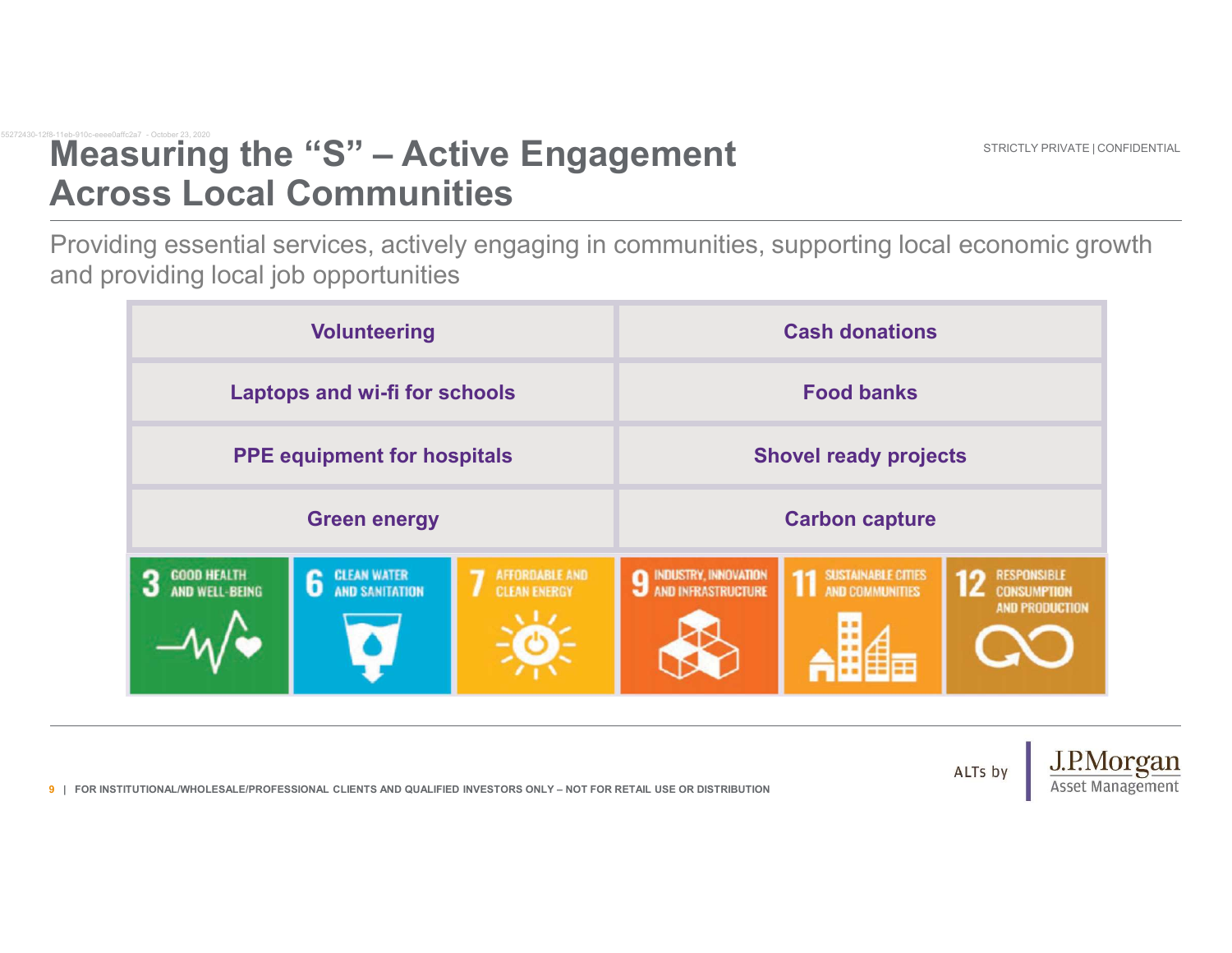# Measuring the "S" – Active Engagement Across Local Communities

Providing essential services, actively engaging in communities, supporting local economic growth and providing local job opportunities

| | |
|---|---|
| **Volunteering** | **Cash donations** |
| **Laptops and wi-fi for schools** | **Food banks** |
| **PPE equipment for hospitals** | **Shovel ready projects** |
| **Green energy** | **Carbon capture** |

3 GOOD HEALTH AND WELL-BEING | 6 CLEAN WATER AND SANITATION | 7 AFFORDABLE AND CLEAN ENERGY | 9 INDUSTRY, INNOVATION AND INFRASTRUCTURE | 11 SUSTAINABLE CITIES AND COMMUNITIES | 12 RESPONSIBLE CONSUMPTION AND PRODUCTION

FOR INSTITUTIONAL/WHOLESALE/PROFESSIONAL CLIENTS AND QUALIFIED INVESTORS ONLY – NOT FOR RETAIL USE OR DISTRIBUTION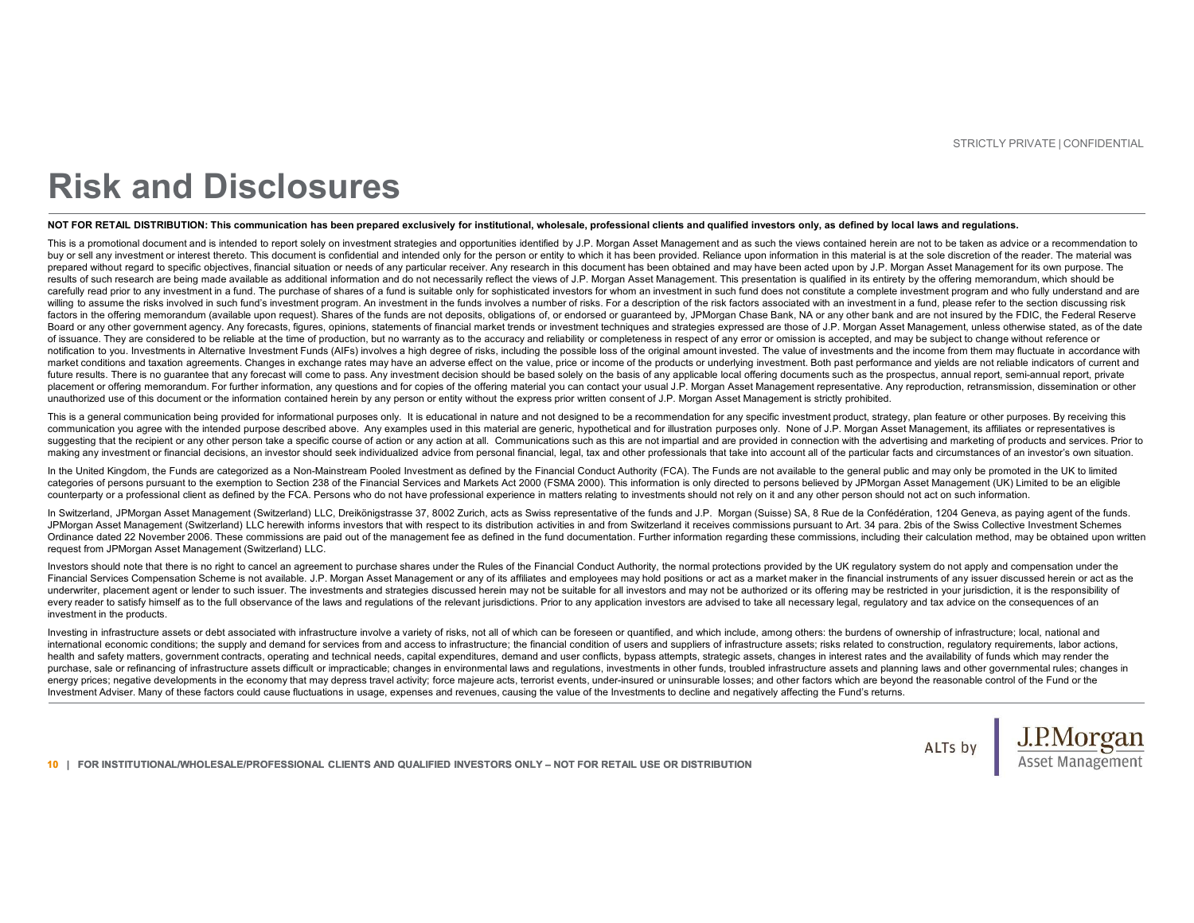# Risk and Disclosures

**NOT FOR RETAIL DISTRIBUTION: This communication has been prepared exclusively for institutional, wholesale, professional clients and qualified investors only, as defined by local laws and regulations.**

This is a promotional document and is intended to report solely on investment strategies and opportunities identified by J.P. Morgan Asset Management and as such the views contained herein are not to be taken as advice or a recommendation to buy or sell any investment or interest thereto. This document is confidential and intended only for the person or entity to which it has been provided. Reliance upon information in this material is at the sole discretion of the reader. The material was prepared without regard to specific objectives, financial situation or needs of any particular receiver. Any research in this document has been obtained and may have been acted upon by J.P. Morgan Asset Management for its own purpose. The results of such research are being made available as additional information and do not necessarily reflect the views of J.P. Morgan Asset Management. This presentation is qualified in its entirety by the offering memorandum, which should be carefully read prior to any investment in a fund. The purchase of shares of a fund is suitable only for sophisticated investors for whom an investment in such fund does not constitute a complete investment program and who fully understand and are willing to assume the risks involved in such fund's investment program. An investment in the funds involves a number of risks. For a description of the risk factors associated with an investment in a fund, please refer to the section discussing risk factors in the offering memorandum (available upon request). Shares of the funds are not deposits, obligations of, or endorsed or guaranteed by, JPMorgan Chase Bank, NA or any other bank and are not insured by the FDIC, the Federal Reserve Board or any other government agency. Any forecasts, figures, opinions, statements of financial market trends or investment techniques and strategies expressed are those of J.P. Morgan Asset Management, unless otherwise stated, as of the date of issuance. They are considered to be reliable at the time of production, but no warranty as to the accuracy and reliability or completeness in respect of any error or omission is accepted, and may be subject to change without reference or notification to you. Investments in Alternative Investment Funds (AIFs) involves a high degree of risks, including the possible loss of the original amount invested. The value of investments and the income from them may fluctuate in accordance with market conditions and taxation agreements. Changes in exchange rates may have an adverse effect on the value, price or income of the products or underlying investment. Both past performance and yields are not reliable indicators of current and future results. There is no guarantee that any forecast will come to pass. Any investment decision should be based solely on the basis of any applicable local offering documents such as the prospectus, annual report, semi-annual report, private placement or offering memorandum. For further information, any questions and for copies of the offering material you can contact your usual J.P. Morgan Asset Management representative. Any reproduction, retransmission, dissemination or other unauthorized use of this document or the information contained herein by any person or entity without the express prior written consent of J.P. Morgan Asset Management is strictly prohibited.

This is a general communication being provided for informational purposes only. It is educational in nature and not designed to be a recommendation for any specific investment product, strategy, plan feature or other purposes. By receiving this communication you agree with the intended purpose described above. Any examples used in this material are generic, hypothetical and for illustration purposes only. None of J.P. Morgan Asset Management, its affiliates or representatives is suggesting that the recipient or any other person take a specific course of action or any action at all. Communications such as this are not impartial and are provided in connection with the advertising and marketing of products and services. Prior to making any investment or financial decisions, an investor should seek individualized advice from personal financial, legal, tax and other professionals that take into account all of the particular facts and circumstances of an investor's own situation.

In the United Kingdom, the Funds are categorized as a Non-Mainstream Pooled Investment as defined by the Financial Conduct Authority (FCA). The Funds are not available to the general public and may only be promoted in the UK to limited categories of persons pursuant to the exemption to Section 238 of the Financial Services and Markets Act 2000 (FSMA 2000). This information is only directed to persons believed by JPMorgan Asset Management (UK) Limited to be an eligible counterparty or a professional client as defined by the FCA. Persons who do not have professional experience in matters relating to investments should not rely on it and any other person should not act on such information.

In Switzerland, JPMorgan Asset Management (Switzerland) LLC, Dreikönigstrasse 37, 8002 Zurich, acts as Swiss representative of the funds and J.P. Morgan (Suisse) SA, 8 Rue de la Confédération, 1204 Geneva, as paying agent of the funds. JPMorgan Asset Management (Switzerland) LLC herewith informs investors that with respect to its distribution activities in and from Switzerland it receives commissions pursuant to Art. 34 para. 2bis of the Swiss Collective Investment Schemes Ordinance dated 22 November 2006. These commissions are paid out of the management fee as defined in the fund documentation. Further information regarding these commissions, including their calculation method, may be obtained upon written request from JPMorgan Asset Management (Switzerland) LLC.

Investors should note that there is no right to cancel an agreement to purchase shares under the Rules of the Financial Conduct Authority, the normal protections provided by the UK regulatory system do not apply and compensation under the Financial Services Compensation Scheme is not available. J.P. Morgan Asset Management or any of its affiliates and employees may hold positions or act as a market maker in the financial instruments of any issuer discussed herein or act as the underwriter, placement agent or lender to such issuer. The investments and strategies discussed herein may not be suitable for all investors and may not be authorized or its offering may be restricted in your jurisdiction, it is the responsibility of every reader to satisfy himself as to the full observance of the laws and regulations of the relevant jurisdictions. Prior to any application investors are advised to take all necessary legal, regulatory and tax advice on the consequences of an investment in the products.

Investing in infrastructure assets or debt associated with infrastructure involve a variety of risks, not all of which can be foreseen or quantified, and which include, among others: the burdens of ownership of infrastructure; local, national and international economic conditions; the supply and demand for services from and access to infrastructure; the financial condition of users and suppliers of infrastructure assets; risks related to construction, regulatory requirements, labor actions, health and safety matters, government contracts, operating and technical needs, capital expenditures, demand and user conflicts, bypass attempts, strategic assets, changes in interest rates and the availability of funds which may render the purchase, sale or refinancing of infrastructure assets difficult or impracticable; changes in environmental laws and regulations, investments in other funds, troubled infrastructure assets and planning laws and other governmental rules; changes in energy prices; negative developments in the economy that may depress travel activity; force majeure acts, terrorist events, under-insured or uninsurable losses; and other factors which are beyond the reasonable control of the Fund or the Investment Adviser. Many of these factors could cause fluctuations in usage, expenses and revenues, causing the value of the Investments to decline and negatively affecting the Fund's returns.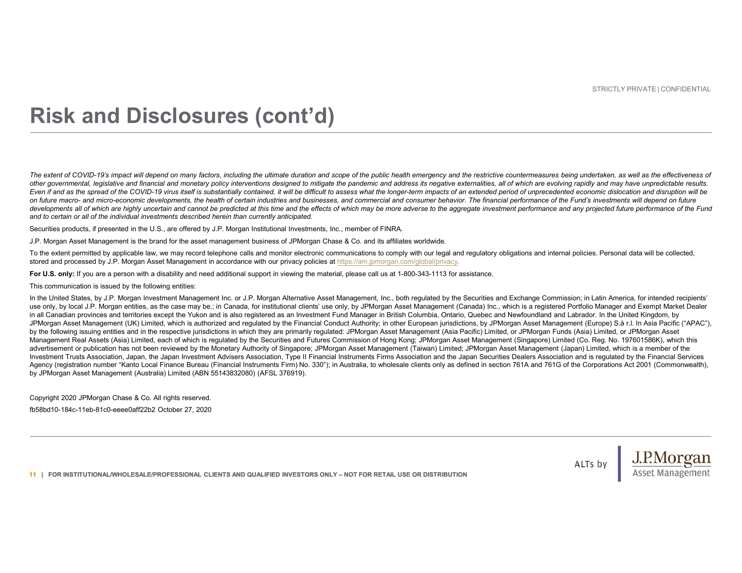STRICTLY PRIVATE | CONFIDENTIAL

# Risk and Disclosures (cont'd)

*The extent of COVID-19's impact will depend on many factors, including the ultimate duration and scope of the public health emergency and the restrictive countermeasures being undertaken, as well as the effectiveness of other governmental, legislative and financial and monetary policy interventions designed to mitigate the pandemic and address its negative externalities, all of which are evolving rapidly and may have unpredictable results. Even if and as the spread of the COVID-19 virus itself is substantially contained, it will be difficult to assess what the longer-term impacts of an extended period of unprecedented economic dislocation and disruption will be on future macro- and micro-economic developments, the health of certain industries and businesses, and commercial and consumer behavior. The financial performance of the Fund's investments will depend on future developments all of which are highly uncertain and cannot be predicted at this time and the effects of which may be more adverse to the aggregate investment performance and any projected future performance of the Fund and to certain or all of the individual investments described herein than currently anticipated.*

Securities products, if presented in the U.S., are offered by J.P. Morgan Institutional Investments, Inc., member of FINRA.

J.P. Morgan Asset Management is the brand for the asset management business of JPMorgan Chase & Co. and its affiliates worldwide.

To the extent permitted by applicable law, we may record telephone calls and monitor electronic communications to comply with our legal and regulatory obligations and internal policies. Personal data will be collected, stored and processed by J.P. Morgan Asset Management in accordance with our privacy policies at https://am.jpmorgan.com/global/privacy.

**For U.S. only:** If you are a person with a disability and need additional support in viewing the material, please call us at 1-800-343-1113 for assistance.

This communication is issued by the following entities:

In the United States, by J.P. Morgan Investment Management Inc. or J.P. Morgan Alternative Asset Management, Inc., both regulated by the Securities and Exchange Commission; in Latin America, for intended recipients' use only, by local J.P. Morgan entities, as the case may be.; in Canada, for institutional clients' use only, by JPMorgan Asset Management (Canada) Inc., which is a registered Portfolio Manager and Exempt Market Dealer in all Canadian provinces and territories except the Yukon and is also registered as an Investment Fund Manager in British Columbia, Ontario, Quebec and Newfoundland and Labrador. In the United Kingdom, by JPMorgan Asset Management (UK) Limited, which is authorized and regulated by the Financial Conduct Authority; in other European jurisdictions, by JPMorgan Asset Management (Europe) S.à r.l. In Asia Pacific ("APAC"), by the following issuing entities and in the respective jurisdictions in which they are primarily regulated: JPMorgan Asset Management (Asia Pacific) Limited, or JPMorgan Funds (Asia) Limited, or JPMorgan Asset Management Real Assets (Asia) Limited, each of which is regulated by the Securities and Futures Commission of Hong Kong; JPMorgan Asset Management (Singapore) Limited (Co. Reg. No. 197601586K), which this advertisement or publication has not been reviewed by the Monetary Authority of Singapore; JPMorgan Asset Management (Taiwan) Limited; JPMorgan Asset Management (Japan) Limited, which is a member of the Investment Trusts Association, Japan, the Japan Investment Advisers Association, Type II Financial Instruments Firms Association and the Japan Securities Dealers Association and is regulated by the Financial Services Agency (registration number "Kanto Local Finance Bureau (Financial Instruments Firm) No. 330"); in Australia, to wholesale clients only as defined in section 761A and 761G of the Corporations Act 2001 (Commonwealth), by JPMorgan Asset Management (Australia) Limited (ABN 55143832080) (AFSL 376919).

Copyright 2020 JPMorgan Chase & Co. All rights reserved.

fb58bd10-184c-11eb-81c0-eeee0aff22b2 October 27, 2020

FOR INSTITUTIONAL/WHOLESALE/PROFESSIONAL CLIENTS AND QUALIFIED INVESTORS ONLY – NOT FOR RETAIL USE OR DISTRIBUTION

ALTs by J.P.Morgan Asset Management